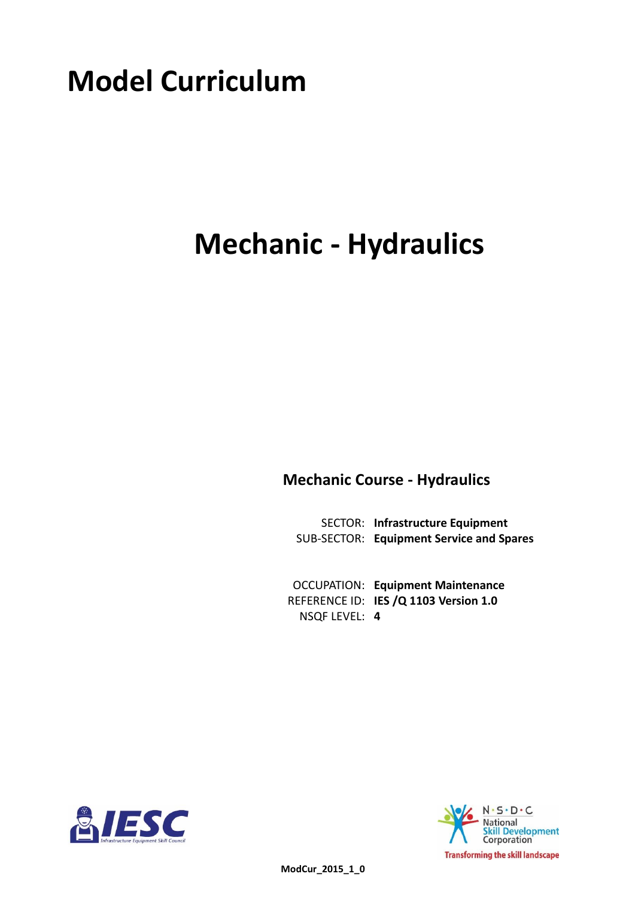# Model Curriculum

# Mechanic - Hydraulics

## Mechanic Course - Hydraulics

SECTOR: **Infrastructure Equipment**
SUB-SECTOR: **Equipment Service and Spares**

OCCUPATION: **Equipment Maintenance**
REFERENCE ID: **IES /Q 1103 Version 1.0**
NSQF LEVEL: **4**

IESC Infrastructure Equipment Skill Council

N·S·D·C National Skill Development Corporation
Transforming the skill landscape

**ModCur_2015_1_0**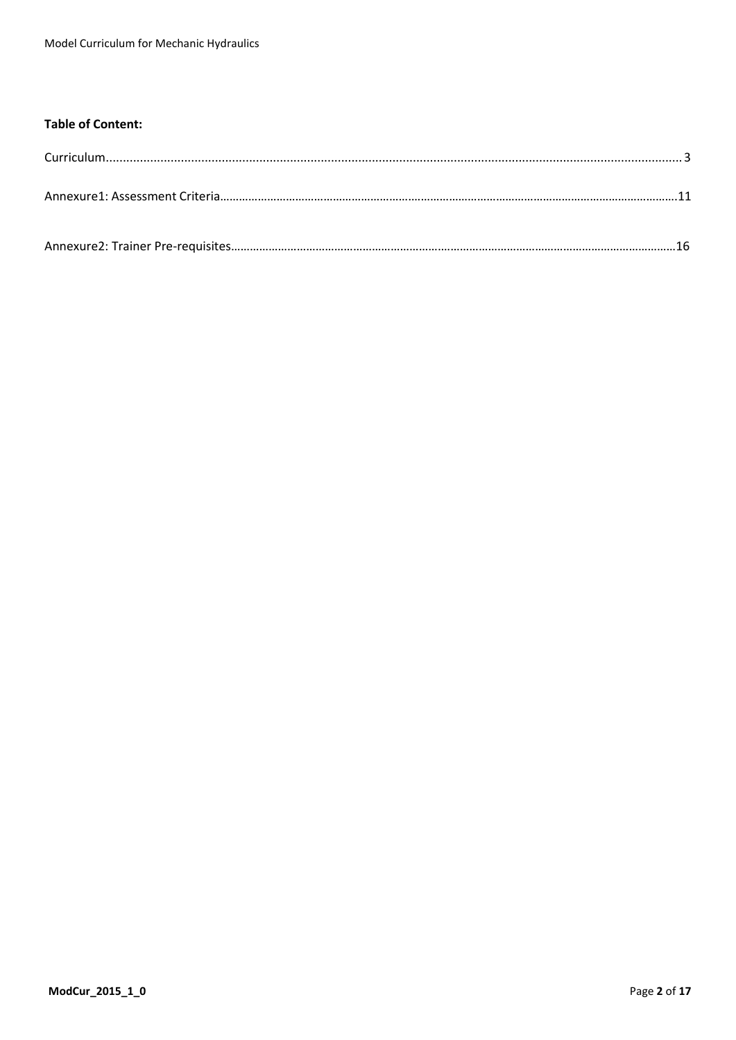**Table of Content:**

Curriculum........................................................................................................................................................ 3

Annexure1: Assessment Criteria……………………………………………………………………………………………………………………..11

Annexure2: Trainer Pre-requisites…………………………………………………………………………………………………………………16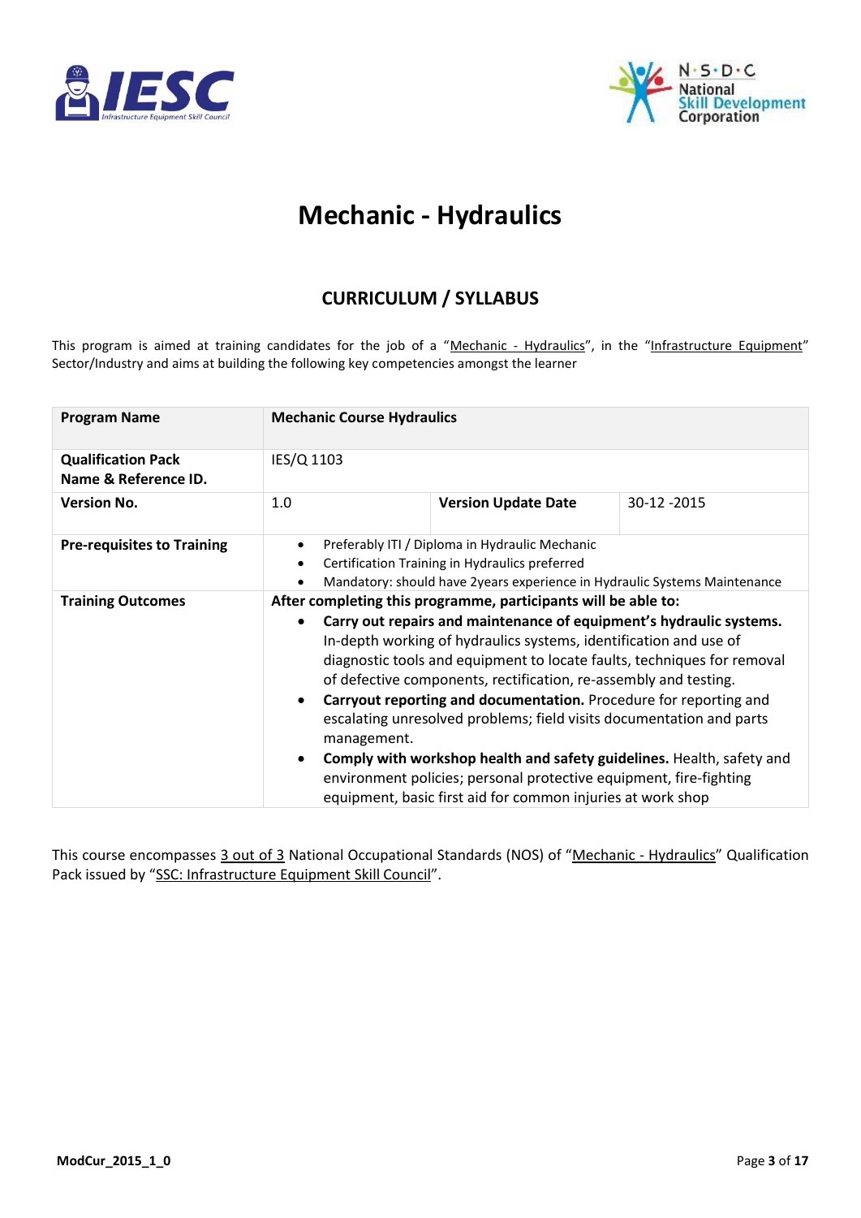# Mechanic - Hydraulics

## CURRICULUM / SYLLABUS

This program is aimed at training candidates for the job of a "Mechanic - Hydraulics", in the "Infrastructure Equipment" Sector/Industry and aims at building the following key competencies amongst the learner

| **Program Name** | **Mechanic Course Hydraulics** | | |
|---|---|---|---|
| **Qualification Pack Name & Reference ID.** | IES/Q 1103 | | |
| **Version No.** | 1.0 | **Version Update Date** | 30-12 -2015 |
| **Pre-requisites to Training** | • Preferably ITI / Diploma in Hydraulic Mechanic<br>• Certification Training in Hydraulics preferred<br>• Mandatory: should have 2years experience in Hydraulic Systems Maintenance | | |
| **Training Outcomes** | **After completing this programme, participants will be able to:**<br>• **Carry out repairs and maintenance of equipment's hydraulic systems.** In-depth working of hydraulics systems, identification and use of diagnostic tools and equipment to locate faults, techniques for removal of defective components, rectification, re-assembly and testing.<br>• **Carryout reporting and documentation.** Procedure for reporting and escalating unresolved problems; field visits documentation and parts management.<br>• **Comply with workshop health and safety guidelines.** Health, safety and environment policies; personal protective equipment, fire-fighting equipment, basic first aid for common injuries at work shop | | |

This course encompasses 3 out of 3 National Occupational Standards (NOS) of "Mechanic - Hydraulics" Qualification Pack issued by "SSC: Infrastructure Equipment Skill Council".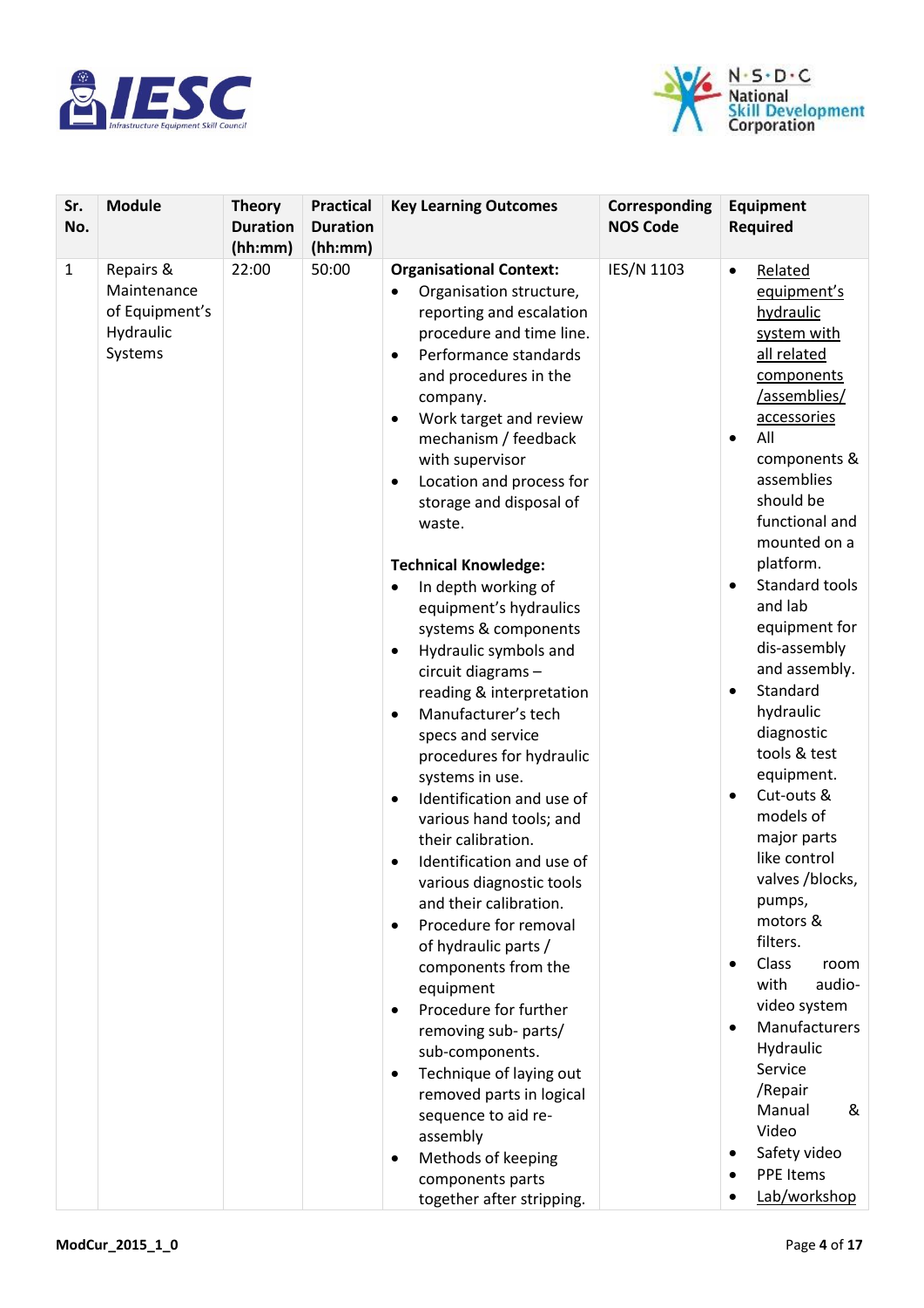| Sr. No. | Module | Theory Duration (hh:mm) | Practical Duration (hh:mm) | Key Learning Outcomes | Corresponding NOS Code | Equipment Required |
|---|---|---|---|---|---|---|
| 1 | Repairs & Maintenance of Equipment's Hydraulic Systems | 22:00 | 50:00 | **Organisational Context:**<br>• Organisation structure, reporting and escalation procedure and time line.<br>• Performance standards and procedures in the company.<br>• Work target and review mechanism / feedback with supervisor<br>• Location and process for storage and disposal of waste.<br><br>**Technical Knowledge:**<br>• In depth working of equipment's hydraulics systems & components<br>• Hydraulic symbols and circuit diagrams – reading & interpretation<br>• Manufacturer's tech specs and service procedures for hydraulic systems in use.<br>• Identification and use of various hand tools; and their calibration.<br>• Identification and use of various diagnostic tools and their calibration.<br>• Procedure for removal of hydraulic parts / components from the equipment<br>• Procedure for further removing sub- parts/ sub-components.<br>• Technique of laying out removed parts in logical sequence to aid re-assembly<br>• Methods of keeping components parts together after stripping. | IES/N 1103 | • Related equipment's hydraulic system with all related components /assemblies/ accessories<br>• All components & assemblies should be functional and mounted on a platform.<br>• Standard tools and lab equipment for dis-assembly and assembly.<br>• Standard hydraulic diagnostic tools & test equipment.<br>• Cut-outs & models of major parts like control valves /blocks, pumps, motors & filters.<br>• Class room with audio-video system<br>• Manufacturers Hydraulic Service /Repair Manual & Video<br>• Safety video<br>• PPE Items<br>• Lab/workshop |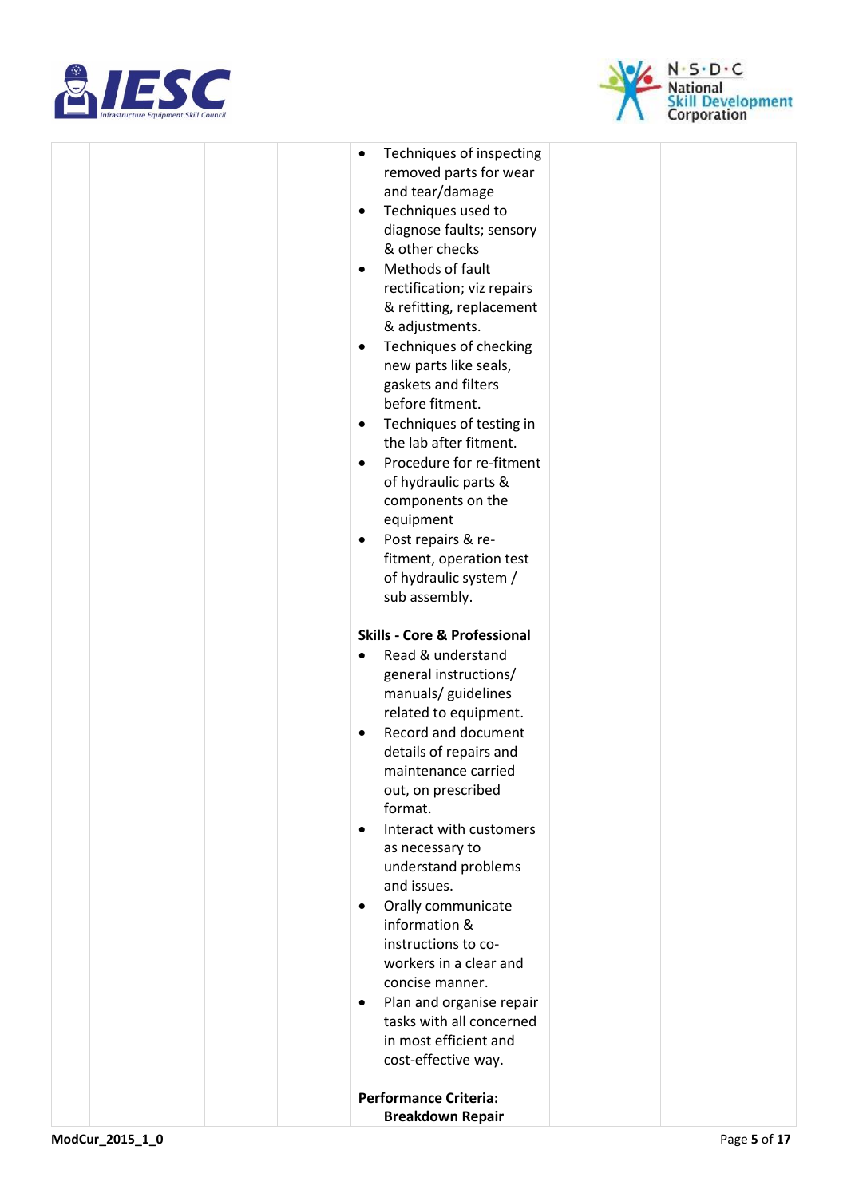| | | | | • Techniques of inspecting removed parts for wear and tear/damage<br>• Techniques used to diagnose faults; sensory & other checks<br>• Methods of fault rectification; viz repairs & refitting, replacement & adjustments.<br>• Techniques of checking new parts like seals, gaskets and filters before fitment.<br>• Techniques of testing in the lab after fitment.<br>• Procedure for re-fitment of hydraulic parts & components on the equipment<br>• Post repairs & re-fitment, operation test of hydraulic system / sub assembly.<br><br>**Skills - Core & Professional**<br>• Read & understand general instructions/ manuals/ guidelines related to equipment.<br>• Record and document details of repairs and maintenance carried out, on prescribed format.<br>• Interact with customers as necessary to understand problems and issues.<br>• Orally communicate information & instructions to co-workers in a clear and concise manner.<br>• Plan and organise repair tasks with all concerned in most efficient and cost-effective way.<br><br>**Performance Criteria:**<br>**Breakdown Repair** | | |
|---|---|---|---|---|---|---|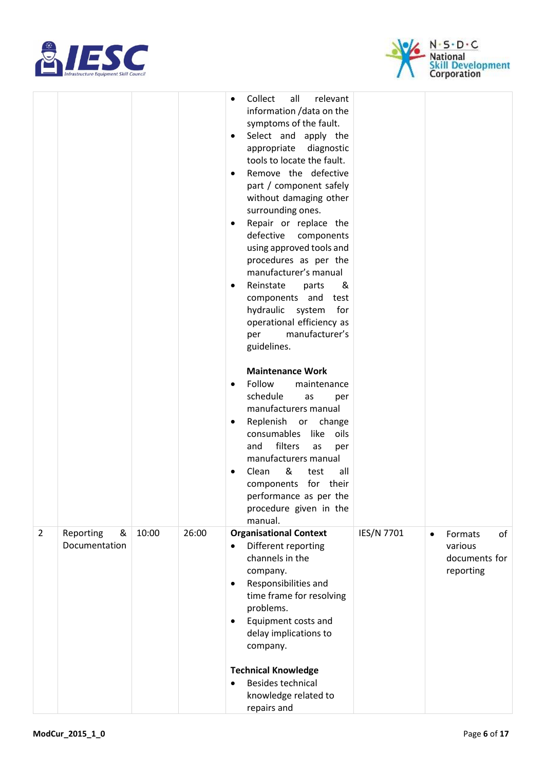| | | | | | | |
|---|---|---|---|---|---|---|
| | | | | • Collect all relevant information /data on the symptoms of the fault.<br>• Select and apply the appropriate diagnostic tools to locate the fault.<br>• Remove the defective part / component safely without damaging other surrounding ones.<br>• Repair or replace the defective components using approved tools and procedures as per the manufacturer's manual<br>• Reinstate parts & components and test hydraulic system for operational efficiency as per manufacturer's guidelines.<br><br>**Maintenance Work**<br>• Follow maintenance schedule as per manufacturers manual<br>• Replenish or change consumables like oils and filters as per manufacturers manual<br>• Clean & test all components for their performance as per the procedure given in the manual. | | |
| 2 | Reporting & Documentation | 10:00 | 26:00 | **Organisational Context**<br>• Different reporting channels in the company.<br>• Responsibilities and time frame for resolving problems.<br>• Equipment costs and delay implications to company.<br><br>**Technical Knowledge**<br>• Besides technical knowledge related to repairs and | IES/N 7701 | • Formats of various documents for reporting |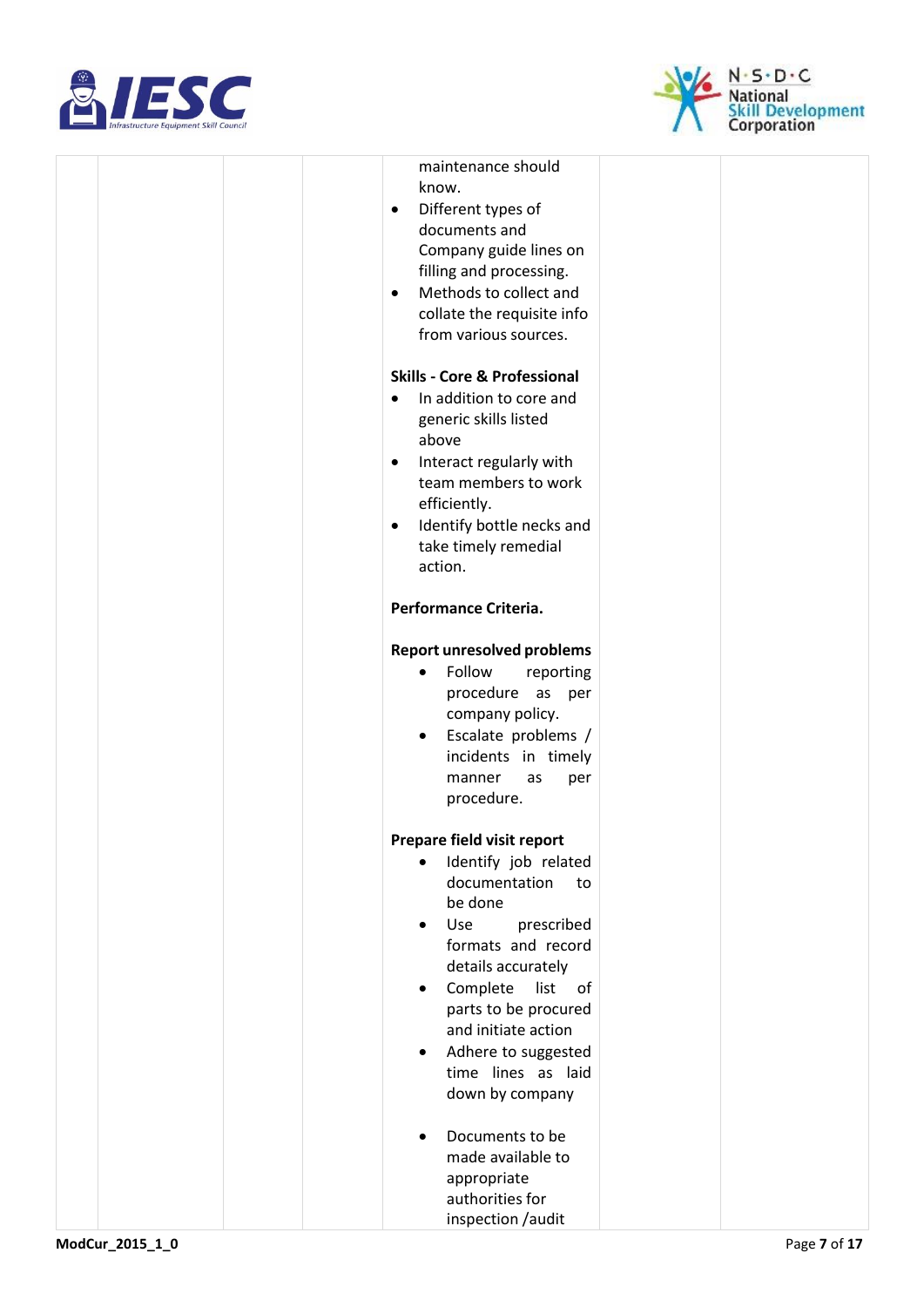| | | | | | | |
|---|---|---|---|---|---|---|
| | | | | maintenance should know.<br>• Different types of documents and Company guide lines on filling and processing.<br>• Methods to collect and collate the requisite info from various sources.<br><br>**Skills - Core & Professional**<br>• In addition to core and generic skills listed above<br>• Interact regularly with team members to work efficiently.<br>• Identify bottle necks and take timely remedial action.<br><br>**Performance Criteria.**<br><br>**Report unresolved problems**<br>• Follow reporting procedure as per company policy.<br>• Escalate problems / incidents in timely manner as per procedure.<br><br>**Prepare field visit report**<br>• Identify job related documentation to be done<br>• Use prescribed formats and record details accurately<br>• Complete list of parts to be procured and initiate action<br>• Adhere to suggested time lines as laid down by company<br><br>• Documents to be made available to appropriate authorities for inspection /audit | | |

ModCur_2015_1_0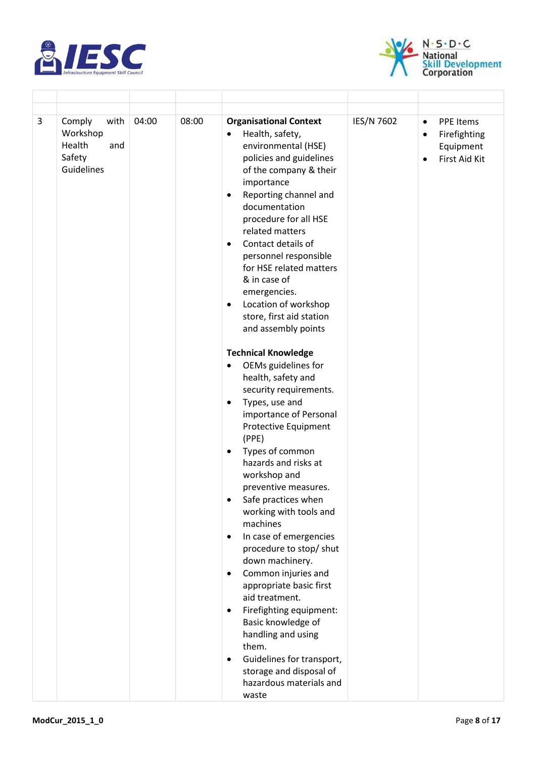| | | | | | | |
|---|---|---|---|---|---|---|
| 3 | Comply with Workshop Health and Safety Guidelines | 04:00 | 08:00 | **Organisational Context**<br>• Health, safety, environmental (HSE) policies and guidelines of the company & their importance<br>• Reporting channel and documentation procedure for all HSE related matters<br>• Contact details of personnel responsible for HSE related matters & in case of emergencies.<br>• Location of workshop store, first aid station and assembly points<br><br>**Technical Knowledge**<br>• OEMs guidelines for health, safety and security requirements.<br>• Types, use and importance of Personal Protective Equipment (PPE)<br>• Types of common hazards and risks at workshop and preventive measures.<br>• Safe practices when working with tools and machines<br>• In case of emergencies procedure to stop/ shut down machinery.<br>• Common injuries and appropriate basic first aid treatment.<br>• Firefighting equipment: Basic knowledge of handling and using them.<br>• Guidelines for transport, storage and disposal of hazardous materials and waste | IES/N 7602 | • PPE Items<br>• Firefighting Equipment<br>• First Aid Kit |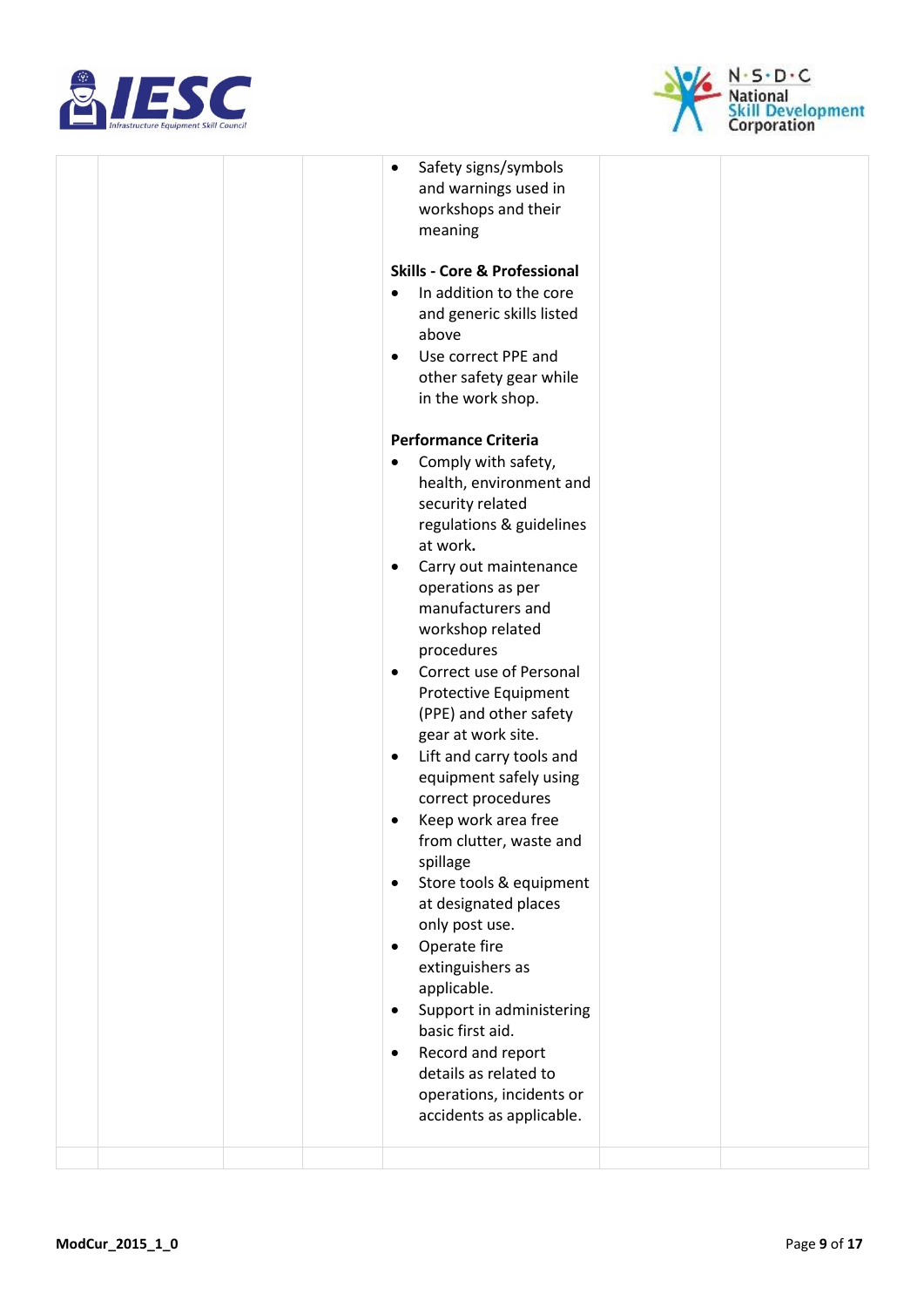| | | | | • Safety signs/symbols and warnings used in workshops and their meaning<br><br>**Skills - Core & Professional**<br>• In addition to the core and generic skills listed above<br>• Use correct PPE and other safety gear while in the work shop.<br><br>**Performance Criteria**<br>• Comply with safety, health, environment and security related regulations & guidelines at work.<br>• Carry out maintenance operations as per manufacturers and workshop related procedures<br>• Correct use of Personal Protective Equipment (PPE) and other safety gear at work site.<br>• Lift and carry tools and equipment safely using correct procedures<br>• Keep work area free from clutter, waste and spillage<br>• Store tools & equipment at designated places only post use.<br>• Operate fire extinguishers as applicable.<br>• Support in administering basic first aid.<br>• Record and report details as related to operations, incidents or accidents as applicable. | | |
|---|---|---|---|---|---|---|
| | | | | | | |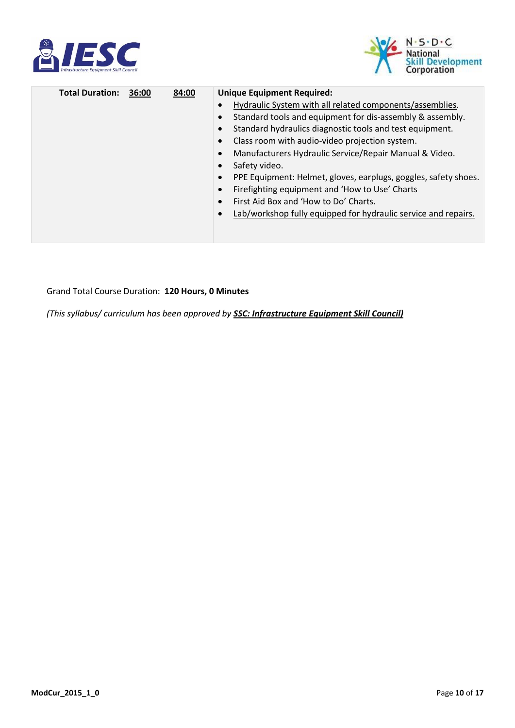| Total Duration: | 36:00 | 84:00 | Unique Equipment Required:<br>• Hydraulic System with all related components/assemblies.<br>• Standard tools and equipment for dis-assembly & assembly.<br>• Standard hydraulics diagnostic tools and test equipment.<br>• Class room with audio-video projection system.<br>• Manufacturers Hydraulic Service/Repair Manual & Video.<br>• Safety video.<br>• PPE Equipment: Helmet, gloves, earplugs, goggles, safety shoes.<br>• Firefighting equipment and 'How to Use' Charts<br>• First Aid Box and 'How to Do' Charts.<br>• Lab/workshop fully equipped for hydraulic service and repairs. |
|---|---|---|---|

Grand Total Course Duration: **120 Hours, 0 Minutes**

*(This syllabus/ curriculum has been approved by **SSC: Infrastructure Equipment Skill Council)***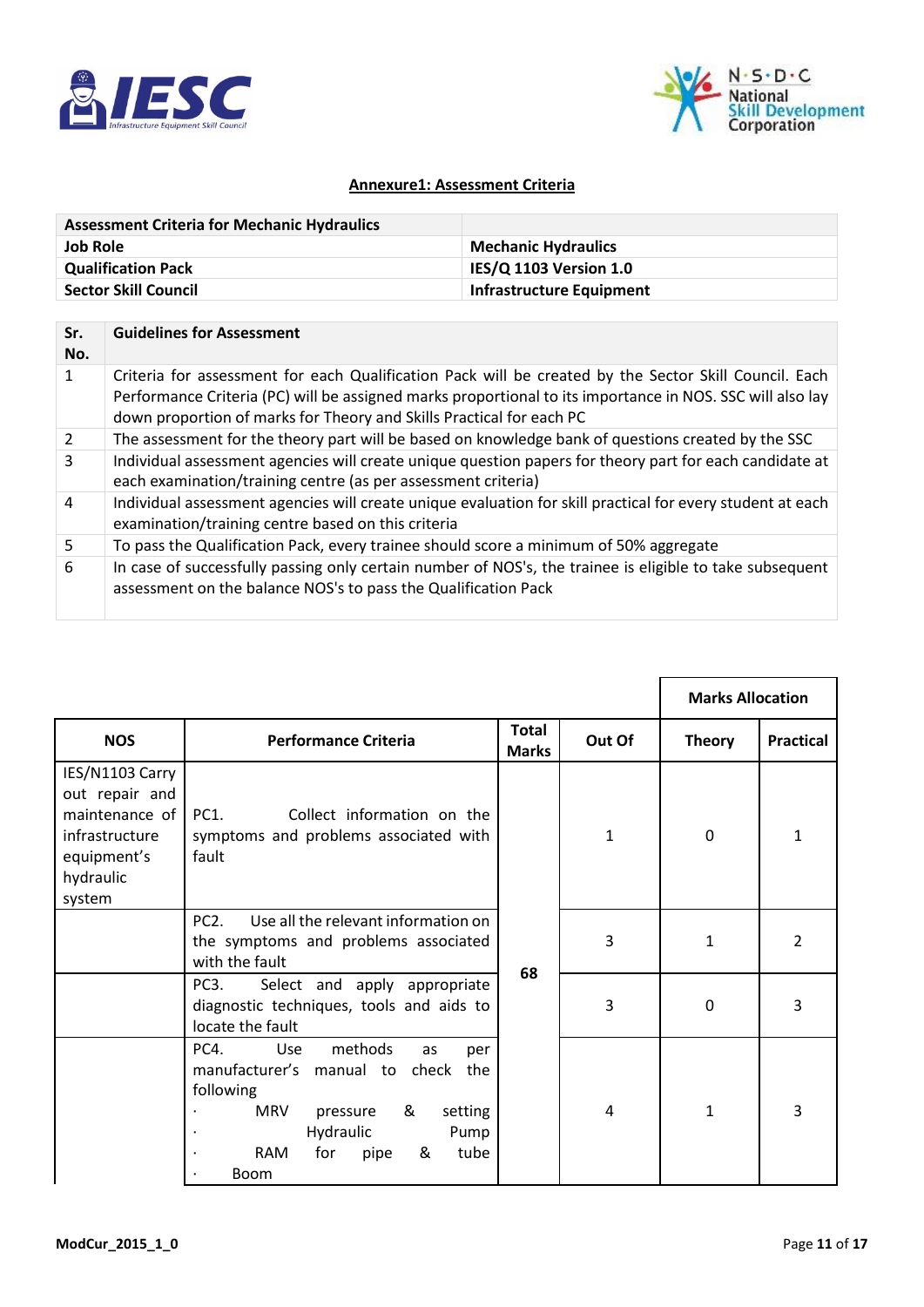## Annexure1: Assessment Criteria

| Assessment Criteria for Mechanic Hydraulics | |
|---|---|
| **Job Role** | **Mechanic Hydraulics** |
| **Qualification Pack** | **IES/Q 1103 Version 1.0** |
| **Sector Skill Council** | **Infrastructure Equipment** |

| Sr. No. | Guidelines for Assessment |
|---|---|
| 1 | Criteria for assessment for each Qualification Pack will be created by the Sector Skill Council. Each Performance Criteria (PC) will be assigned marks proportional to its importance in NOS. SSC will also lay down proportion of marks for Theory and Skills Practical for each PC |
| 2 | The assessment for the theory part will be based on knowledge bank of questions created by the SSC |
| 3 | Individual assessment agencies will create unique question papers for theory part for each candidate at each examination/training centre (as per assessment criteria) |
| 4 | Individual assessment agencies will create unique evaluation for skill practical for every student at each examination/training centre based on this criteria |
| 5 | To pass the Qualification Pack, every trainee should score a minimum of 50% aggregate |
| 6 | In case of successfully passing only certain number of NOS's, the trainee is eligible to take subsequent assessment on the balance NOS's to pass the Qualification Pack |

| | | | | Marks Allocation | |
|---|---|---|---|---|---|
| **NOS** | **Performance Criteria** | **Total Marks** | **Out Of** | **Theory** | **Practical** |
| IES/N1103 Carry out repair and maintenance of infrastructure equipment's hydraulic system | PC1. Collect information on the symptoms and problems associated with fault | 68 | 1 | 0 | 1 |
| | PC2. Use all the relevant information on the symptoms and problems associated with the fault | | 3 | 1 | 2 |
| | PC3. Select and apply appropriate diagnostic techniques, tools and aids to locate the fault | | 3 | 0 | 3 |
| | PC4. Use methods as per manufacturer's manual to check the following<br>· MRV pressure & setting<br>· Hydraulic Pump<br>· RAM for pipe & tube<br>· Boom | | 4 | 1 | 3 |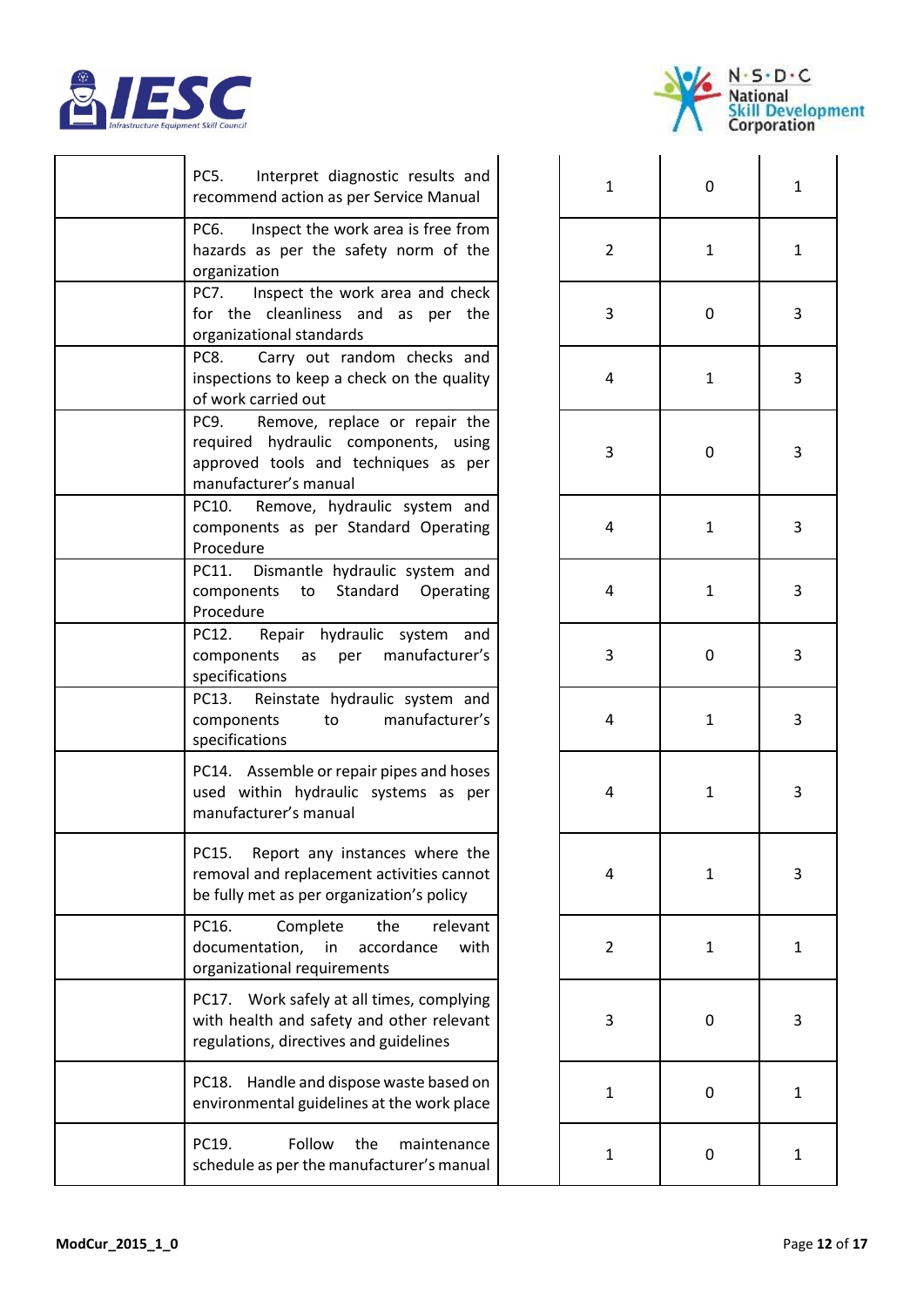|  | PC5. Interpret diagnostic results and recommend action as per Service Manual |  | 1 | 0 | 1 |
|---|---|---|---|---|---|
|  | PC6. Inspect the work area is free from hazards as per the safety norm of the organization |  | 2 | 1 | 1 |
|  | PC7. Inspect the work area and check for the cleanliness and as per the organizational standards |  | 3 | 0 | 3 |
|  | PC8. Carry out random checks and inspections to keep a check on the quality of work carried out |  | 4 | 1 | 3 |
|  | PC9. Remove, replace or repair the required hydraulic components, using approved tools and techniques as per manufacturer's manual |  | 3 | 0 | 3 |
|  | PC10. Remove, hydraulic system and components as per Standard Operating Procedure |  | 4 | 1 | 3 |
|  | PC11. Dismantle hydraulic system and components to Standard Operating Procedure |  | 4 | 1 | 3 |
|  | PC12. Repair hydraulic system and components as per manufacturer's specifications |  | 3 | 0 | 3 |
|  | PC13. Reinstate hydraulic system and components to manufacturer's specifications |  | 4 | 1 | 3 |
|  | PC14. Assemble or repair pipes and hoses used within hydraulic systems as per manufacturer's manual |  | 4 | 1 | 3 |
|  | PC15. Report any instances where the removal and replacement activities cannot be fully met as per organization's policy |  | 4 | 1 | 3 |
|  | PC16. Complete the relevant documentation, in accordance with organizational requirements |  | 2 | 1 | 1 |
|  | PC17. Work safely at all times, complying with health and safety and other relevant regulations, directives and guidelines |  | 3 | 0 | 3 |
|  | PC18. Handle and dispose waste based on environmental guidelines at the work place |  | 1 | 0 | 1 |
|  | PC19. Follow the maintenance schedule as per the manufacturer's manual |  | 1 | 0 | 1 |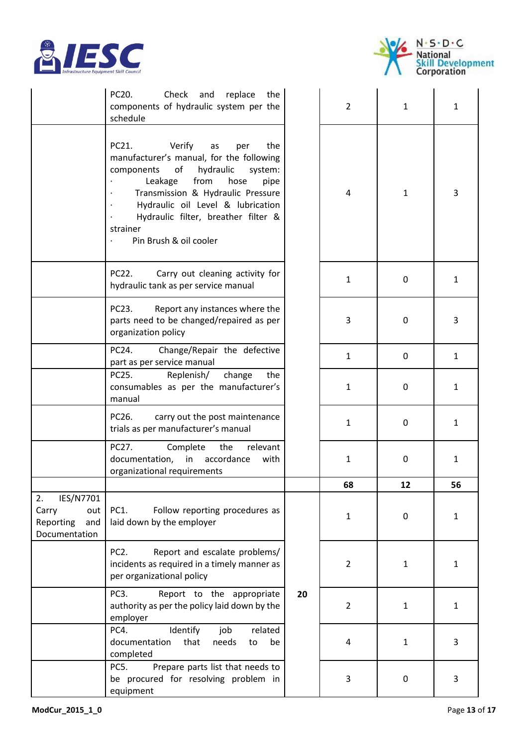| | | | | | |
|---|---|---|---|---|---|
| | PC20. Check and replace the components of hydraulic system per the schedule | | 2 | 1 | 1 |
| | PC21. Verify as per the manufacturer's manual, for the following components of hydraulic system:<br>· Leakage from hose pipe<br>· Transmission & Hydraulic Pressure<br>· Hydraulic oil Level & lubrication<br>· Hydraulic filter, breather filter & strainer<br>· Pin Brush & oil cooler | | 4 | 1 | 3 |
| | PC22. Carry out cleaning activity for hydraulic tank as per service manual | | 1 | 0 | 1 |
| | PC23. Report any instances where the parts need to be changed/repaired as per organization policy | | 3 | 0 | 3 |
| | PC24. Change/Repair the defective part as per service manual | | 1 | 0 | 1 |
| | PC25. Replenish/ change the consumables as per the manufacturer's manual | | 1 | 0 | 1 |
| | PC26. carry out the post maintenance trials as per manufacturer's manual | | 1 | 0 | 1 |
| | PC27. Complete the relevant documentation, in accordance with organizational requirements | | 1 | 0 | 1 |
| | | | **68** | **12** | **56** |
| 2. IES/N7701 Carry out Reporting and Documentation | PC1. Follow reporting procedures as laid down by the employer | **20** | 1 | 0 | 1 |
| | PC2. Report and escalate problems/ incidents as required in a timely manner as per organizational policy | | 2 | 1 | 1 |
| | PC3. Report to the appropriate authority as per the policy laid down by the employer | | 2 | 1 | 1 |
| | PC4. Identify job related documentation that needs to be completed | | 4 | 1 | 3 |
| | PC5. Prepare parts list that needs to be procured for resolving problem in equipment | | 3 | 0 | 3 |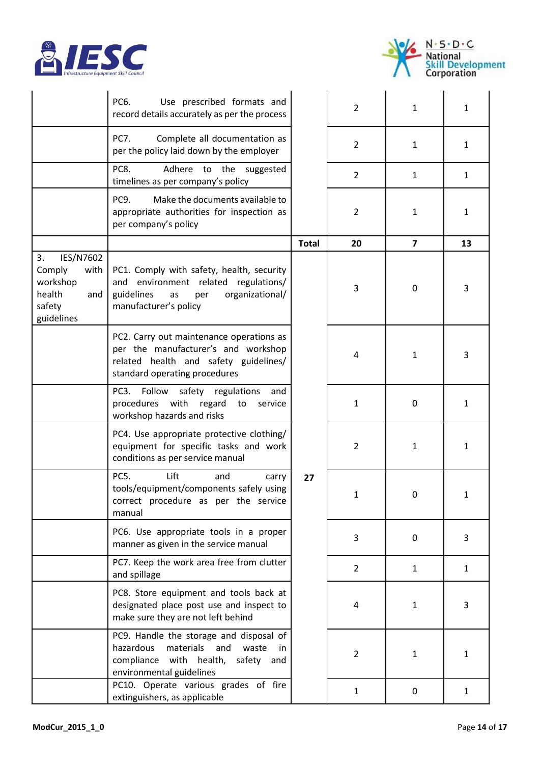| | | | | | |
|---|---|---|---|---|---|
| | PC6. Use prescribed formats and record details accurately as per the process | | 2 | 1 | 1 |
| | PC7. Complete all documentation as per the policy laid down by the employer | | 2 | 1 | 1 |
| | PC8. Adhere to the suggested timelines as per company's policy | | 2 | 1 | 1 |
| | PC9. Make the documents available to appropriate authorities for inspection as per company's policy | | 2 | 1 | 1 |
| | | **Total** | **20** | **7** | **13** |
| 3. IES/N7602 Comply with workshop health and safety guidelines | PC1. Comply with safety, health, security and environment related regulations/ guidelines as per organizational/ manufacturer's policy | 27 | 3 | 0 | 3 |
| | PC2. Carry out maintenance operations as per the manufacturer's and workshop related health and safety guidelines/ standard operating procedures | | 4 | 1 | 3 |
| | PC3. Follow safety regulations and procedures with regard to service workshop hazards and risks | | 1 | 0 | 1 |
| | PC4. Use appropriate protective clothing/ equipment for specific tasks and work conditions as per service manual | | 2 | 1 | 1 |
| | PC5. Lift and carry tools/equipment/components safely using correct procedure as per the service manual | | 1 | 0 | 1 |
| | PC6. Use appropriate tools in a proper manner as given in the service manual | | 3 | 0 | 3 |
| | PC7. Keep the work area free from clutter and spillage | | 2 | 1 | 1 |
| | PC8. Store equipment and tools back at designated place post use and inspect to make sure they are not left behind | | 4 | 1 | 3 |
| | PC9. Handle the storage and disposal of hazardous materials and waste in compliance with health, safety and environmental guidelines | | 2 | 1 | 1 |
| | PC10. Operate various grades of fire extinguishers, as applicable | | 1 | 0 | 1 |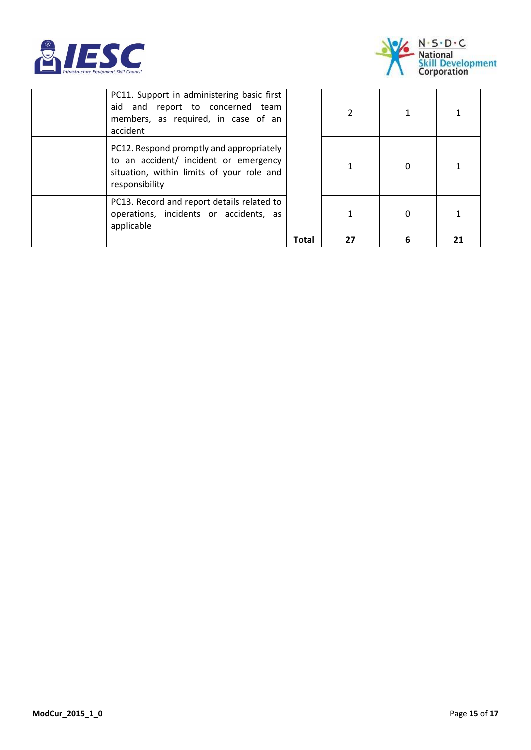| | | | | | |
|---|---|---|---|---|---|
| | PC11. Support in administering basic first aid and report to concerned team members, as required, in case of an accident | | 2 | 1 | 1 |
| | PC12. Respond promptly and appropriately to an accident/ incident or emergency situation, within limits of your role and responsibility | | 1 | 0 | 1 |
| | PC13. Record and report details related to operations, incidents or accidents, as applicable | | 1 | 0 | 1 |
| | | **Total** | **27** | **6** | **21** |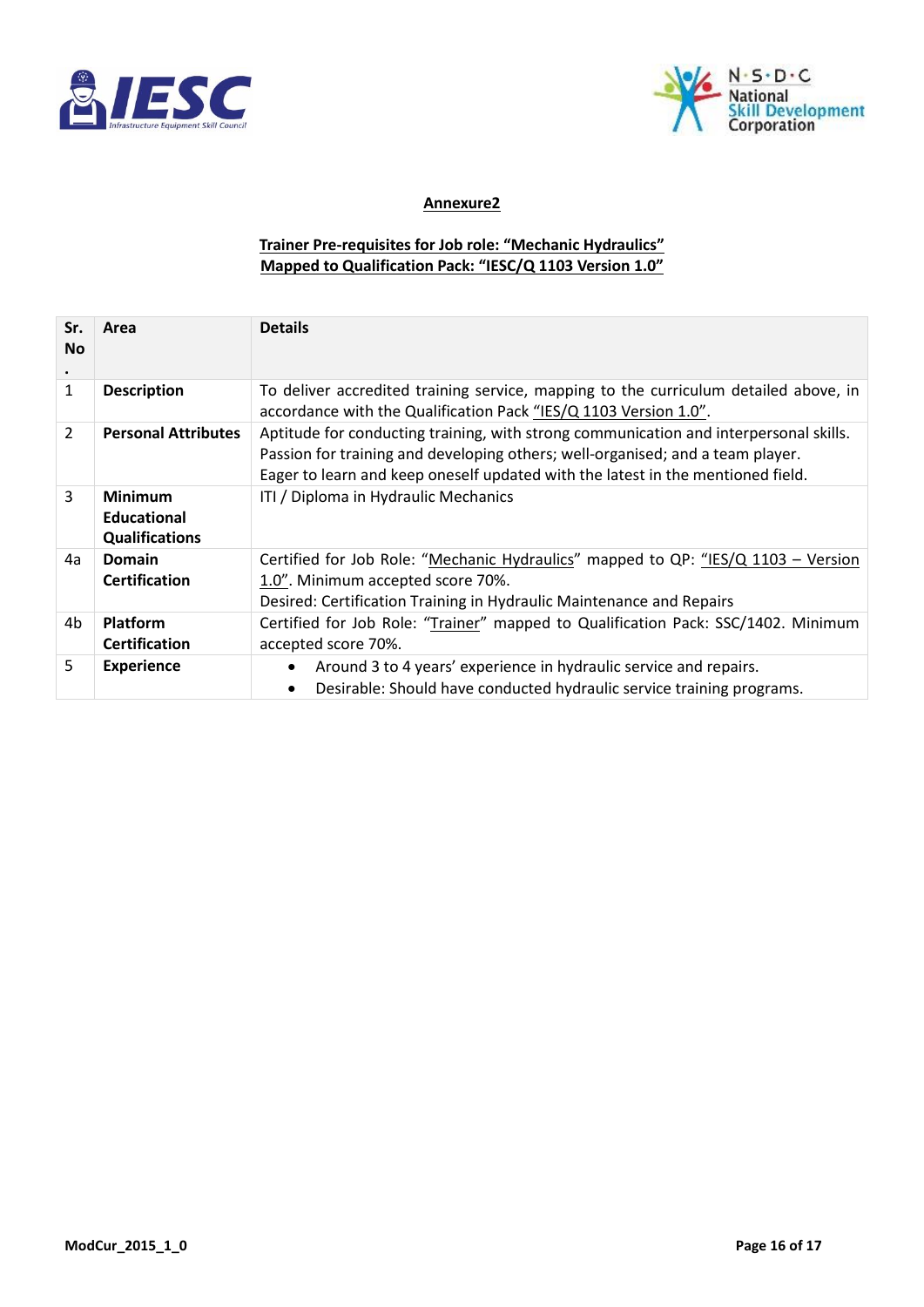**Annexure2**

**Trainer Pre-requisites for Job role: "Mechanic Hydraulics"**
**Mapped to Qualification Pack: "IESC/Q 1103 Version 1.0"**

| Sr. No. | Area | Details |
|---|---|---|
| 1 | **Description** | To deliver accredited training service, mapping to the curriculum detailed above, in accordance with the Qualification Pack "IES/Q 1103 Version 1.0". |
| 2 | **Personal Attributes** | Aptitude for conducting training, with strong communication and interpersonal skills. Passion for training and developing others; well-organised; and a team player. Eager to learn and keep oneself updated with the latest in the mentioned field. |
| 3 | **Minimum Educational Qualifications** | ITI / Diploma in Hydraulic Mechanics |
| 4a | **Domain Certification** | Certified for Job Role: "Mechanic Hydraulics" mapped to QP: "IES/Q 1103 – Version 1.0". Minimum accepted score 70%. Desired: Certification Training in Hydraulic Maintenance and Repairs |
| 4b | **Platform Certification** | Certified for Job Role: "Trainer" mapped to Qualification Pack: SSC/1402. Minimum accepted score 70%. |
| 5 | **Experience** | • Around 3 to 4 years' experience in hydraulic service and repairs.<br>• Desirable: Should have conducted hydraulic service training programs. |

ModCur_2015_1_0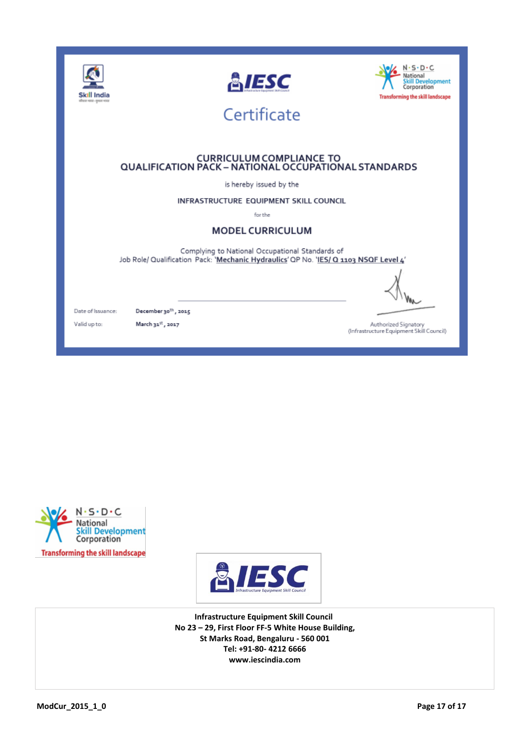Skill India

IESC

N·S·D·C National Skill Development Corporation
Transforming the skill landscape

# Certificate

## CURRICULUM COMPLIANCE TO QUALIFICATION PACK – NATIONAL OCCUPATIONAL STANDARDS

is hereby issued by the

INFRASTRUCTURE EQUIPMENT SKILL COUNCIL

for the

## MODEL CURRICULUM

Complying to National Occupational Standards of
Job Role/ Qualification Pack: '**Mechanic Hydraulics**' QP No. '**IES/ Q 1103 NSQF Level 4**'

Date of Issuance: **December 30th, 2015**

Valid up to: **March 31st, 2017**

Authorized Signatory
(Infrastructure Equipment Skill Council)

N·S·D·C National Skill Development Corporation
Transforming the skill landscape

IESC
Infrastructure Equipment Skill Council

**Infrastructure Equipment Skill Council**
**No 23 – 29, First Floor FF-5 White House Building,**
**St Marks Road, Bengaluru - 560 001**
**Tel: +91-80- 4212 6666**
**www.iescindia.com**

**ModCur_2015_1_0**